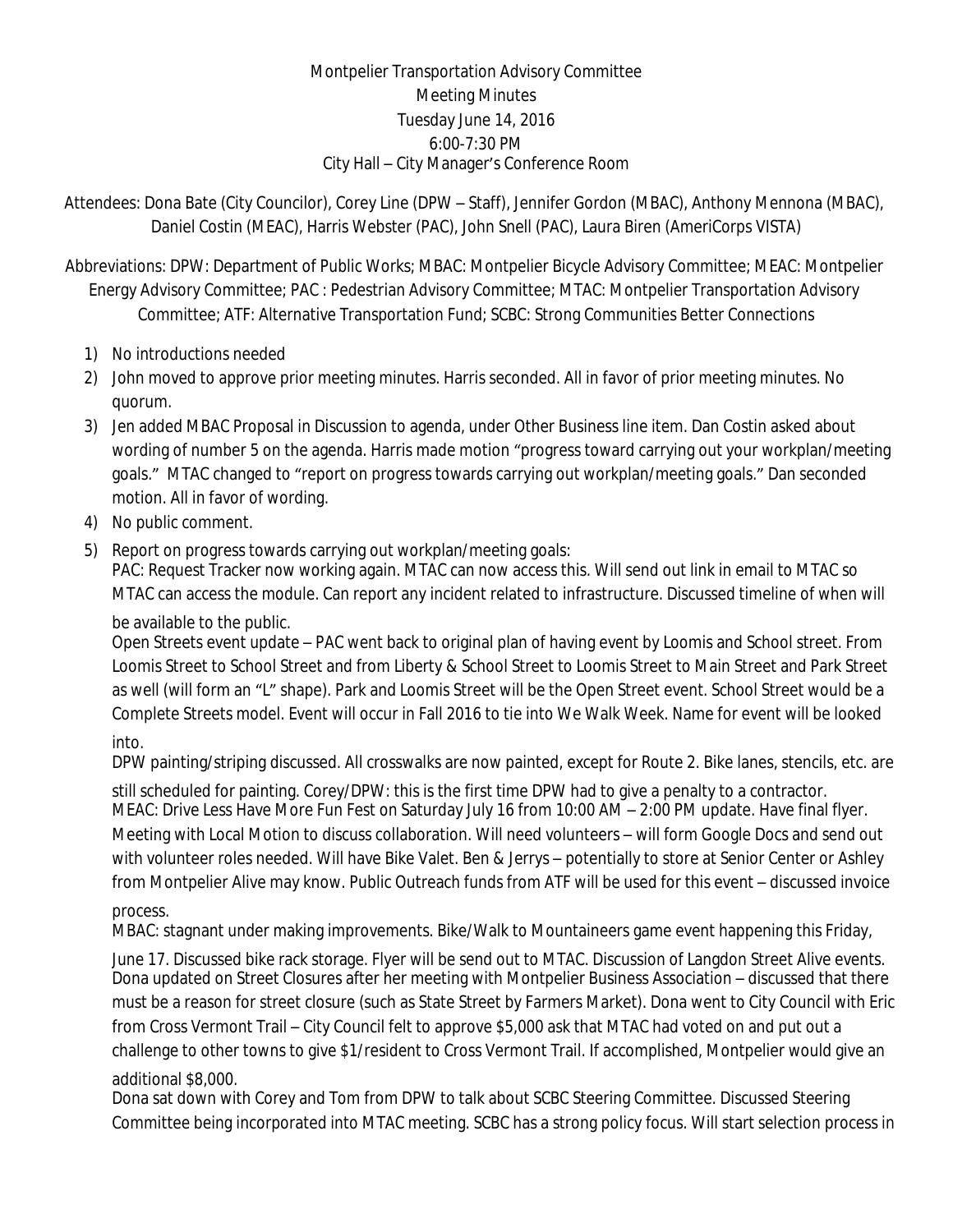Montpelier Transportation Advisory Committee
Meeting Minutes
Tuesday June 14, 2016
6:00-7:30 PM
City Hall – City Manager's Conference Room

Attendees: Dona Bate (City Councilor), Corey Line (DPW – Staff), Jennifer Gordon (MBAC), Anthony Mennona (MBAC), Daniel Costin (MEAC), Harris Webster (PAC), John Snell (PAC), Laura Biren (AmeriCorps VISTA)

Abbreviations: DPW: Department of Public Works; MBAC: Montpelier Bicycle Advisory Committee; MEAC: Montpelier Energy Advisory Committee; PAC : Pedestrian Advisory Committee; MTAC: Montpelier Transportation Advisory Committee; ATF: Alternative Transportation Fund; SCBC: Strong Communities Better Connections

1) No introductions needed
2) John moved to approve prior meeting minutes. Harris seconded. All in favor of prior meeting minutes. No quorum.
3) Jen added MBAC Proposal in Discussion to agenda, under Other Business line item. Dan Costin asked about wording of number 5 on the agenda. Harris made motion "progress toward carrying out your workplan/meeting goals." MTAC changed to "report on progress towards carrying out workplan/meeting goals." Dan seconded motion. All in favor of wording.
4) No public comment.
5) Report on progress towards carrying out workplan/meeting goals:
   PAC: Request Tracker now working again. MTAC can now access this. Will send out link in email to MTAC so MTAC can access the module. Can report any incident related to infrastructure. Discussed timeline of when will be available to the public.
   Open Streets event update – PAC went back to original plan of having event by Loomis and School street. From Loomis Street to School Street and from Liberty & School Street to Loomis Street to Main Street and Park Street as well (will form an "L" shape). Park and Loomis Street will be the Open Street event. School Street would be a Complete Streets model. Event will occur in Fall 2016 to tie into We Walk Week. Name for event will be looked into.
   DPW painting/striping discussed. All crosswalks are now painted, except for Route 2. Bike lanes, stencils, etc. are still scheduled for painting. Corey/DPW: this is the first time DPW had to give a penalty to a contractor.
   MEAC: Drive Less Have More Fun Fest on Saturday July 16 from 10:00 AM – 2:00 PM update. Have final flyer. Meeting with Local Motion to discuss collaboration. Will need volunteers – will form Google Docs and send out with volunteer roles needed. Will have Bike Valet. Ben & Jerrys – potentially to store at Senior Center or Ashley from Montpelier Alive may know. Public Outreach funds from ATF will be used for this event – discussed invoice process.
   MBAC: stagnant under making improvements. Bike/Walk to Mountaineers game event happening this Friday, June 17. Discussed bike rack storage. Flyer will be send out to MTAC. Discussion of Langdon Street Alive events.
   Dona updated on Street Closures after her meeting with Montpelier Business Association – discussed that there must be a reason for street closure (such as State Street by Farmers Market). Dona went to City Council with Eric from Cross Vermont Trail – City Council felt to approve $5,000 ask that MTAC had voted on and put out a challenge to other towns to give $1/resident to Cross Vermont Trail. If accomplished, Montpelier would give an additional $8,000.
   Dona sat down with Corey and Tom from DPW to talk about SCBC Steering Committee. Discussed Steering Committee being incorporated into MTAC meeting. SCBC has a strong policy focus. Will start selection process in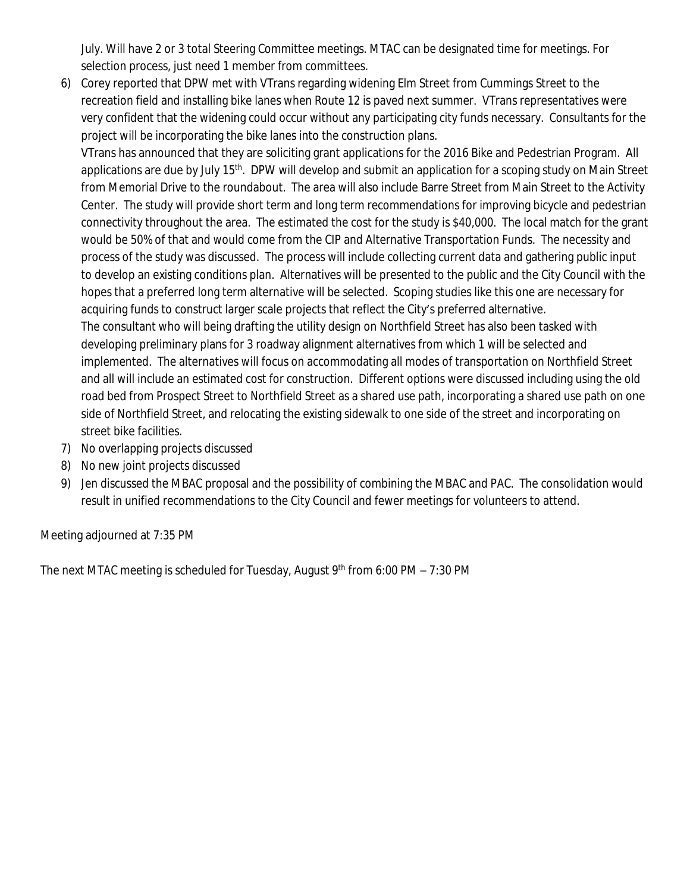July. Will have 2 or 3 total Steering Committee meetings. MTAC can be designated time for meetings. For selection process, just need 1 member from committees.

6) Corey reported that DPW met with VTrans regarding widening Elm Street from Cummings Street to the recreation field and installing bike lanes when Route 12 is paved next summer. VTrans representatives were very confident that the widening could occur without any participating city funds necessary. Consultants for the project will be incorporating the bike lanes into the construction plans.
   VTrans has announced that they are soliciting grant applications for the 2016 Bike and Pedestrian Program. All applications are due by July 15th. DPW will develop and submit an application for a scoping study on Main Street from Memorial Drive to the roundabout. The area will also include Barre Street from Main Street to the Activity Center. The study will provide short term and long term recommendations for improving bicycle and pedestrian connectivity throughout the area. The estimated the cost for the study is $40,000. The local match for the grant would be 50% of that and would come from the CIP and Alternative Transportation Funds. The necessity and process of the study was discussed. The process will include collecting current data and gathering public input to develop an existing conditions plan. Alternatives will be presented to the public and the City Council with the hopes that a preferred long term alternative will be selected. Scoping studies like this one are necessary for acquiring funds to construct larger scale projects that reflect the City's preferred alternative.
   The consultant who will being drafting the utility design on Northfield Street has also been tasked with developing preliminary plans for 3 roadway alignment alternatives from which 1 will be selected and implemented. The alternatives will focus on accommodating all modes of transportation on Northfield Street and all will include an estimated cost for construction. Different options were discussed including using the old road bed from Prospect Street to Northfield Street as a shared use path, incorporating a shared use path on one side of Northfield Street, and relocating the existing sidewalk to one side of the street and incorporating on street bike facilities.
7) No overlapping projects discussed
8) No new joint projects discussed
9) Jen discussed the MBAC proposal and the possibility of combining the MBAC and PAC. The consolidation would result in unified recommendations to the City Council and fewer meetings for volunteers to attend.

Meeting adjourned at 7:35 PM

The next MTAC meeting is scheduled for Tuesday, August 9th from 6:00 PM – 7:30 PM